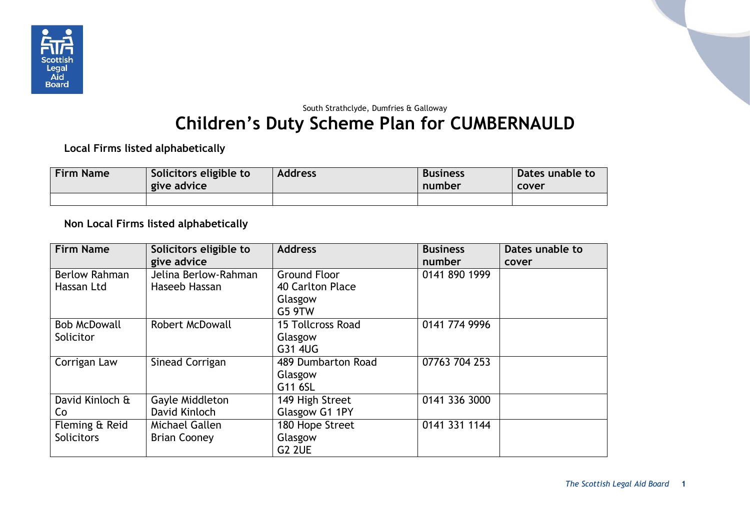South Strathclyde, Dumfries & Galloway

# Children's Duty Scheme Plan for CUMBERNAULD

**Local Firms listed alphabetically**

| Firm Name | Solicitors eligible to give advice | Address | Business number | Dates unable to cover |
|---|---|---|---|---|
| | | | | |

**Non Local Firms listed alphabetically**

| Firm Name | Solicitors eligible to give advice | Address | Business number | Dates unable to cover |
|---|---|---|---|---|
| Berlow Rahman Hassan Ltd | Jelina Berlow-Rahman<br>Haseeb Hassan | Ground Floor<br>40 Carlton Place<br>Glasgow<br>G5 9TW | 0141 890 1999 | |
| Bob McDowall Solicitor | Robert McDowall | 15 Tollcross Road<br>Glasgow<br>G31 4UG | 0141 774 9996 | |
| Corrigan Law | Sinead Corrigan | 489 Dumbarton Road<br>Glasgow<br>G11 6SL | 07763 704 253 | |
| David Kinloch & Co | Gayle Middleton<br>David Kinloch | 149 High Street<br>Glasgow G1 1PY | 0141 336 3000 | |
| Fleming & Reid Solicitors | Michael Gallen<br>Brian Cooney | 180 Hope Street<br>Glasgow<br>G2 2UE | 0141 331 1144 | |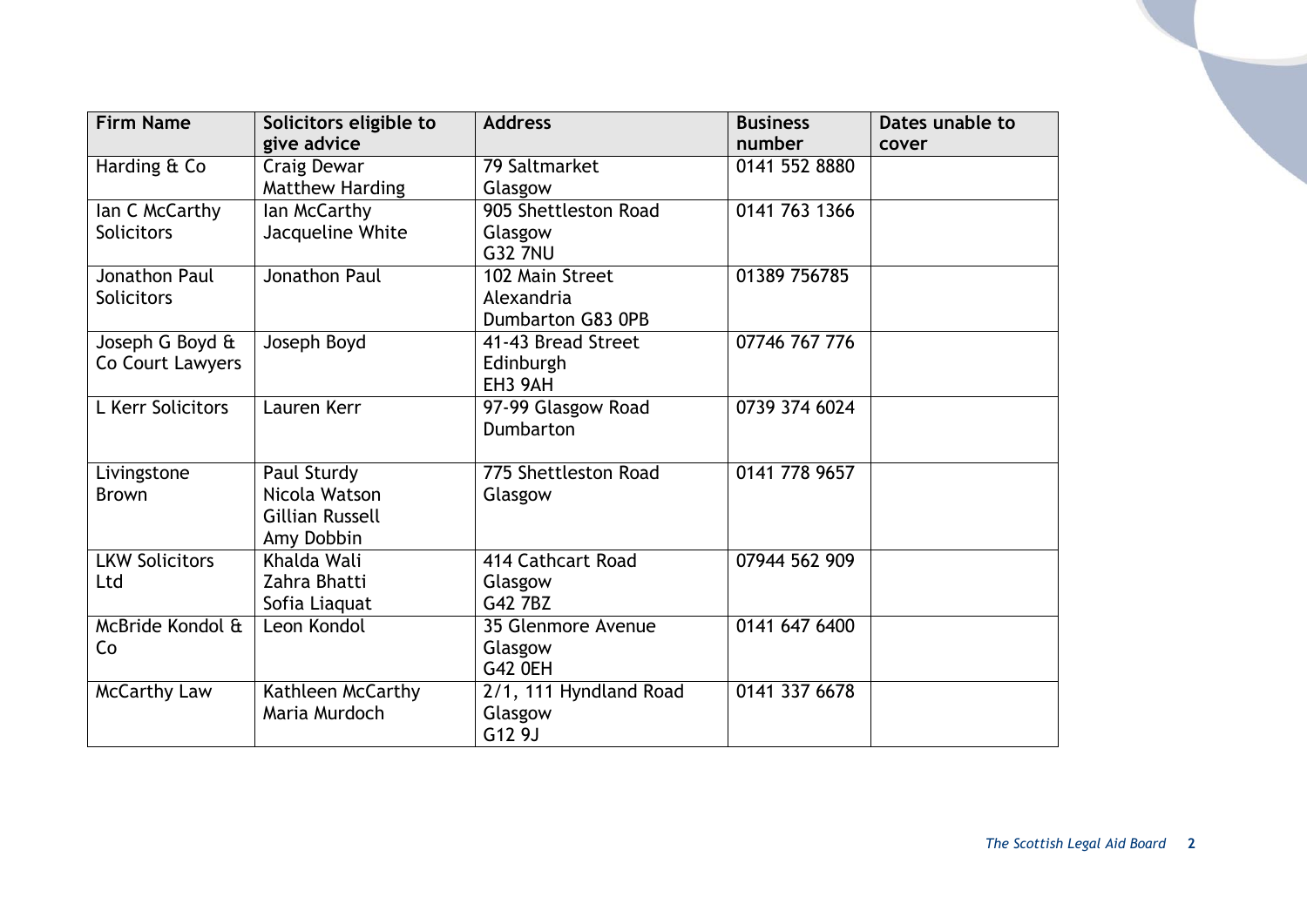| Firm Name | Solicitors eligible to give advice | Address | Business number | Dates unable to cover |
|---|---|---|---|---|
| Harding & Co | Craig Dewar<br>Matthew Harding | 79 Saltmarket<br>Glasgow | 0141 552 8880 | |
| Ian C McCarthy Solicitors | Ian McCarthy<br>Jacqueline White | 905 Shettleston Road<br>Glasgow<br>G32 7NU | 0141 763 1366 | |
| Jonathon Paul Solicitors | Jonathon Paul | 102 Main Street<br>Alexandria<br>Dumbarton G83 0PB | 01389 756785 | |
| Joseph G Boyd & Co Court Lawyers | Joseph Boyd | 41-43 Bread Street<br>Edinburgh<br>EH3 9AH | 07746 767 776 | |
| L Kerr Solicitors | Lauren Kerr | 97-99 Glasgow Road<br>Dumbarton | 0739 374 6024 | |
| Livingstone Brown | Paul Sturdy<br>Nicola Watson<br>Gillian Russell<br>Amy Dobbin | 775 Shettleston Road<br>Glasgow | 0141 778 9657 | |
| LKW Solicitors Ltd | Khalda Wali<br>Zahra Bhatti<br>Sofia Liaquat | 414 Cathcart Road<br>Glasgow<br>G42 7BZ | 07944 562 909 | |
| McBride Kondol & Co | Leon Kondol | 35 Glenmore Avenue<br>Glasgow<br>G42 0EH | 0141 647 6400 | |
| McCarthy Law | Kathleen McCarthy<br>Maria Murdoch | 2/1, 111 Hyndland Road<br>Glasgow<br>G12 9J | 0141 337 6678 | |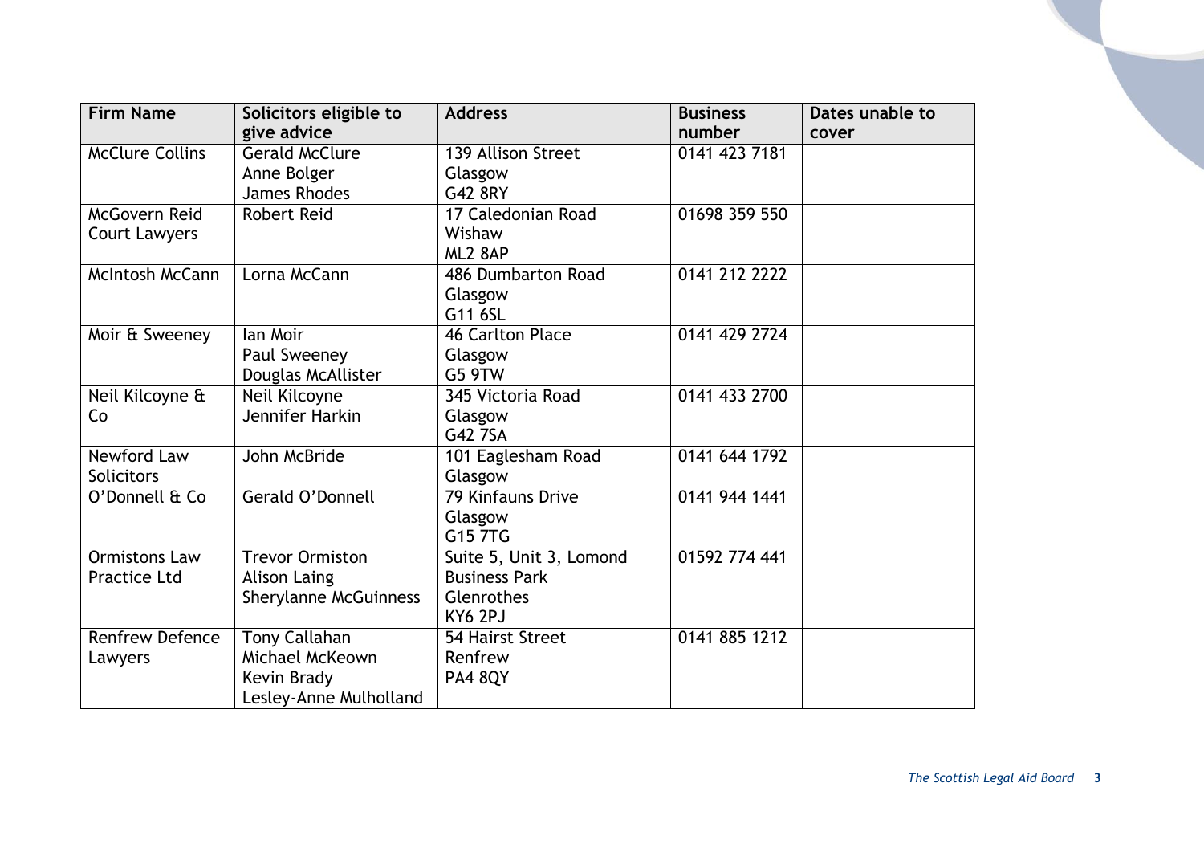| Firm Name | Solicitors eligible to give advice | Address | Business number | Dates unable to cover |
| --- | --- | --- | --- | --- |
| McClure Collins | Gerald McClure<br>Anne Bolger<br>James Rhodes | 139 Allison Street<br>Glasgow<br>G42 8RY | 0141 423 7181 | |
| McGovern Reid Court Lawyers | Robert Reid | 17 Caledonian Road<br>Wishaw<br>ML2 8AP | 01698 359 550 | |
| McIntosh McCann | Lorna McCann | 486 Dumbarton Road<br>Glasgow<br>G11 6SL | 0141 212 2222 | |
| Moir & Sweeney | Ian Moir<br>Paul Sweeney<br>Douglas McAllister | 46 Carlton Place<br>Glasgow<br>G5 9TW | 0141 429 2724 | |
| Neil Kilcoyne & Co | Neil Kilcoyne<br>Jennifer Harkin | 345 Victoria Road<br>Glasgow<br>G42 7SA | 0141 433 2700 | |
| Newford Law Solicitors | John McBride | 101 Eaglesham Road<br>Glasgow | 0141 644 1792 | |
| O'Donnell & Co | Gerald O'Donnell | 79 Kinfauns Drive<br>Glasgow<br>G15 7TG | 0141 944 1441 | |
| Ormistons Law Practice Ltd | Trevor Ormiston<br>Alison Laing<br>Sherylanne McGuinness | Suite 5, Unit 3, Lomond Business Park<br>Glenrothes<br>KY6 2PJ | 01592 774 441 | |
| Renfrew Defence Lawyers | Tony Callahan<br>Michael McKeown<br>Kevin Brady<br>Lesley-Anne Mulholland | 54 Hairst Street<br>Renfrew<br>PA4 8QY | 0141 885 1212 | |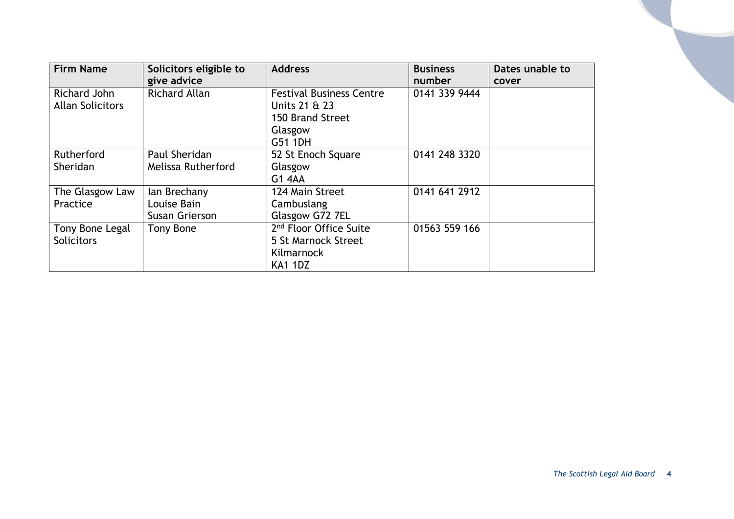| Firm Name | Solicitors eligible to give advice | Address | Business number | Dates unable to cover |
|---|---|---|---|---|
| Richard John Allan Solicitors | Richard Allan | Festival Business Centre<br>Units 21 & 23<br>150 Brand Street<br>Glasgow<br>G51 1DH | 0141 339 9444 | |
| Rutherford Sheridan | Paul Sheridan<br>Melissa Rutherford | 52 St Enoch Square<br>Glasgow<br>G1 4AA | 0141 248 3320 | |
| The Glasgow Law Practice | Ian Brechany<br>Louise Bain<br>Susan Grierson | 124 Main Street<br>Cambuslang<br>Glasgow G72 7EL | 0141 641 2912 | |
| Tony Bone Legal Solicitors | Tony Bone | 2nd Floor Office Suite<br>5 St Marnock Street<br>Kilmarnock<br>KA1 1DZ | 01563 559 166 | |